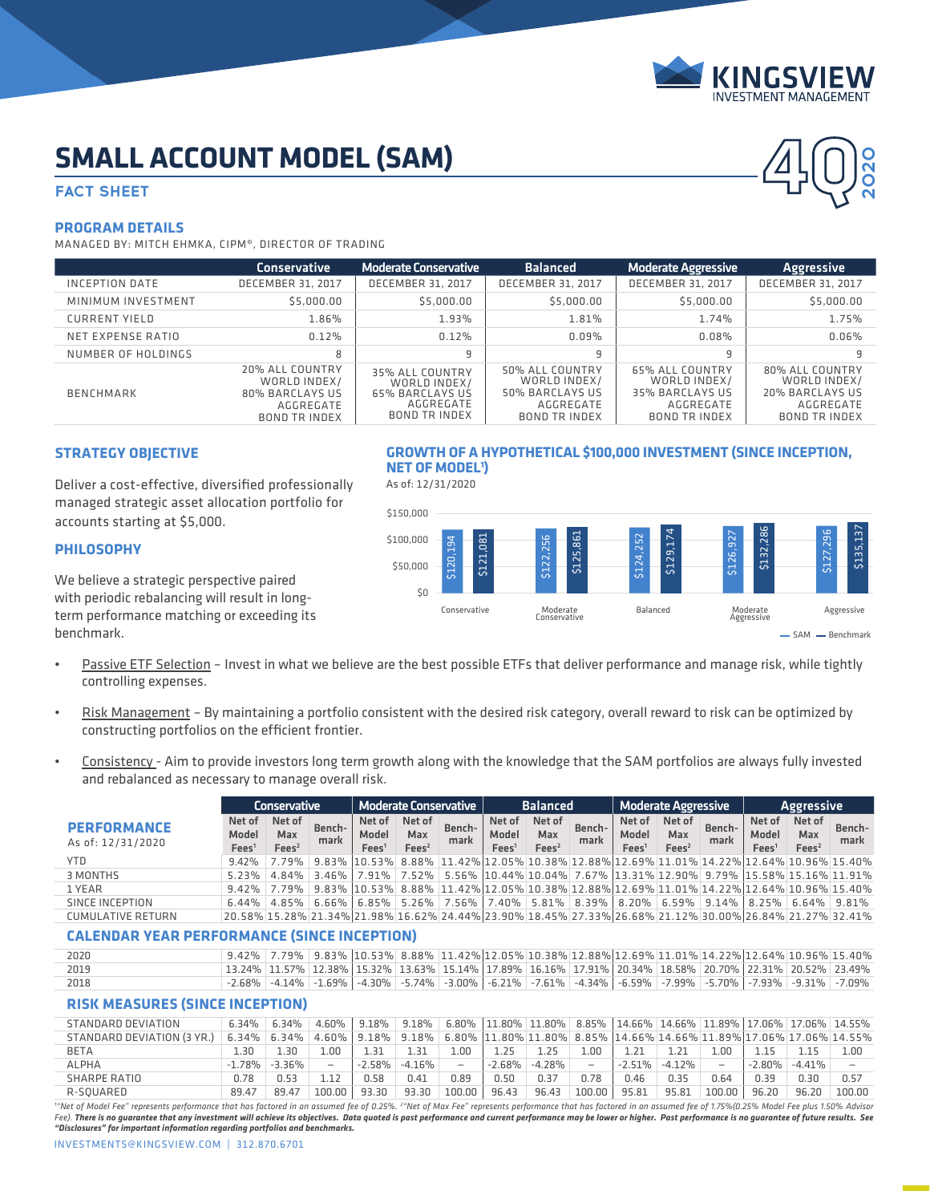# SMALL ACCOUNT MODEL (SAM)

## FACT SHEET

### PROGRAM DETAILS

MANAGED BY: MITCH EHMKA, CIPM®, DIRECTOR OF TRADING

| | Conservative | Moderate Conservative | Balanced | Moderate Aggressive | Aggressive |
|---|---|---|---|---|---|
| INCEPTION DATE | DECEMBER 31, 2017 | DECEMBER 31, 2017 | DECEMBER 31, 2017 | DECEMBER 31, 2017 | DECEMBER 31, 2017 |
| MINIMUM INVESTMENT | $5,000.00 | $5,000.00 | $5,000.00 | $5,000.00 | $5,000.00 |
| CURRENT YIELD | 1.86% | 1.93% | 1.81% | 1.74% | 1.75% |
| NET EXPENSE RATIO | 0.12% | 0.12% | 0.09% | 0.08% | 0.06% |
| NUMBER OF HOLDINGS | 8 | 9 | 9 | 9 | 9 |
| BENCHMARK | 20% ALL COUNTRY WORLD INDEX/ 80% BARCLAYS US AGGREGATE BOND TR INDEX | 35% ALL COUNTRY WORLD INDEX/ 65% BARCLAYS US AGGREGATE BOND TR INDEX | 50% ALL COUNTRY WORLD INDEX/ 50% BARCLAYS US AGGREGATE BOND TR INDEX | 65% ALL COUNTRY WORLD INDEX/ 35% BARCLAYS US AGGREGATE BOND TR INDEX | 80% ALL COUNTRY WORLD INDEX/ 20% BARCLAYS US AGGREGATE BOND TR INDEX |

### STRATEGY OBJECTIVE

Deliver a cost-effective, diversified professionally managed strategic asset allocation portfolio for accounts starting at $5,000.

### PHILOSOPHY

We believe a strategic perspective paired with periodic rebalancing will result in long-term performance matching or exceeding its benchmark.

### GROWTH OF A HYPOTHETICAL $100,000 INVESTMENT (SINCE INCEPTION, NET OF MODEL[1])

As of: 12/31/2020

| | SAM | Benchmark |
|---|---|---|
| Conservative | $120,194 | $121,081 |
| Moderate Conservative | $122,256 | $125,861 |
| Balanced | $124,252 | $129,174 |
| Moderate Aggressive | $126,927 | $132,286 |
| Aggressive | $127,296 | $135,137 |

- Passive ETF Selection – Invest in what we believe are the best possible ETFs that deliver performance and manage risk, while tightly controlling expenses.
- Risk Management – By maintaining a portfolio consistent with the desired risk category, overall reward to risk can be optimized by constructing portfolios on the efficient frontier.
- Consistency - Aim to provide investors long term growth along with the knowledge that the SAM portfolios are always fully invested and rebalanced as necessary to manage overall risk.

### PERFORMANCE

As of: 12/31/2020

| | Conservative | | | Moderate Conservative | | | Balanced | | | Moderate Aggressive | | | Aggressive | | |
|---|---|---|---|---|---|---|---|---|---|---|---|---|---|---|---|
| | Net of Model Fees[1] | Net of Max Fees[2] | Benchmark | Net of Model Fees[1] | Net of Max Fees[2] | Benchmark | Net of Model Fees[1] | Net of Max Fees[2] | Benchmark | Net of Model Fees[1] | Net of Max Fees[2] | Benchmark | Net of Model Fees[1] | Net of Max Fees[2] | Benchmark |
| YTD | 9.42% | 7.79% | 9.83% | 10.53% | 8.88% | 11.42% | 12.05% | 10.38% | 12.88% | 12.69% | 11.01% | 14.22% | 12.64% | 10.96% | 15.40% |
| 3 MONTHS | 5.23% | 4.84% | 3.46% | 7.91% | 7.52% | 5.56% | 10.44% | 10.04% | 7.67% | 13.31% | 12.90% | 9.79% | 15.58% | 15.16% | 11.91% |
| 1 YEAR | 9.42% | 7.79% | 9.83% | 10.53% | 8.88% | 11.42% | 12.05% | 10.38% | 12.88% | 12.69% | 11.01% | 14.22% | 12.64% | 10.96% | 15.40% |
| SINCE INCEPTION | 6.44% | 4.85% | 6.66% | 6.85% | 5.26% | 7.56% | 7.40% | 5.81% | 8.39% | 8.20% | 6.59% | 9.14% | 8.25% | 6.64% | 9.81% |
| CUMULATIVE RETURN | 20.58% | 15.28% | 21.34% | 21.98% | 16.62% | 24.44% | 23.90% | 18.45% | 27.33% | 26.68% | 21.12% | 30.00% | 26.84% | 21.27% | 32.41% |
| **CALENDAR YEAR PERFORMANCE (SINCE INCEPTION)** | | | | | | | | | | | | | | | |
| 2020 | 9.42% | 7.79% | 9.83% | 10.53% | 8.88% | 11.42% | 12.05% | 10.38% | 12.88% | 12.69% | 11.01% | 14.22% | 12.64% | 10.96% | 15.40% |
| 2019 | 13.24% | 11.57% | 12.38% | 15.32% | 13.63% | 15.14% | 17.89% | 16.16% | 17.91% | 20.34% | 18.58% | 20.70% | 22.31% | 20.52% | 23.49% |
| 2018 | -2.68% | -4.14% | -1.69% | -4.30% | -5.74% | -3.00% | -6.21% | -7.61% | -4.34% | -6.59% | -7.99% | -5.70% | -7.93% | -9.31% | -7.09% |
| **RISK MEASURES (SINCE INCEPTION)** | | | | | | | | | | | | | | | |
| STANDARD DEVIATION | 6.34% | 6.34% | 4.60% | 9.18% | 9.18% | 6.80% | 11.80% | 11.80% | 8.85% | 14.66% | 14.66% | 11.89% | 17.06% | 17.06% | 14.55% |
| STANDARD DEVIATION (3 YR.) | 6.34% | 6.34% | 4.60% | 9.18% | 9.18% | 6.80% | 11.80% | 11.80% | 8.85% | 14.66% | 14.66% | 11.89% | 17.06% | 17.06% | 14.55% |
| BETA | 1.30 | 1.30 | 1.00 | 1.31 | 1.31 | 1.00 | 1.25 | 1.25 | 1.00 | 1.21 | 1.21 | 1.00 | 1.15 | 1.15 | 1.00 |
| ALPHA | -1.78% | -3.36% | – | -2.58% | -4.16% | – | -2.68% | -4.28% | – | -2.51% | -4.12% | – | -2.80% | -4.41% | – |
| SHARPE RATIO | 0.78 | 0.53 | 1.12 | 0.58 | 0.41 | 0.89 | 0.50 | 0.37 | 0.78 | 0.46 | 0.35 | 0.64 | 0.39 | 0.30 | 0.57 |
| R-SQUARED | 89.47 | 89.47 | 100.00 | 93.30 | 93.30 | 100.00 | 96.43 | 96.43 | 100.00 | 95.81 | 95.81 | 100.00 | 96.20 | 96.20 | 100.00 |

*[1]"Net of Model Fee" represents performance that has factored in an assumed fee of 0.25%. [2]"Net of Max Fee" represents performance that has factored in an assumed fee of 1.75%(0.25% Model Fee plus 1.50% Advisor Fee).* ***There is no guarantee that any investment will achieve its objectives. Data quoted is past performance and current performance may be lower or higher. Past performance is no guarantee of future results. See "Disclosures" for important information regarding portfolios and benchmarks.***

INVESTMENTS@KINGSVIEW.COM | 312.870.6701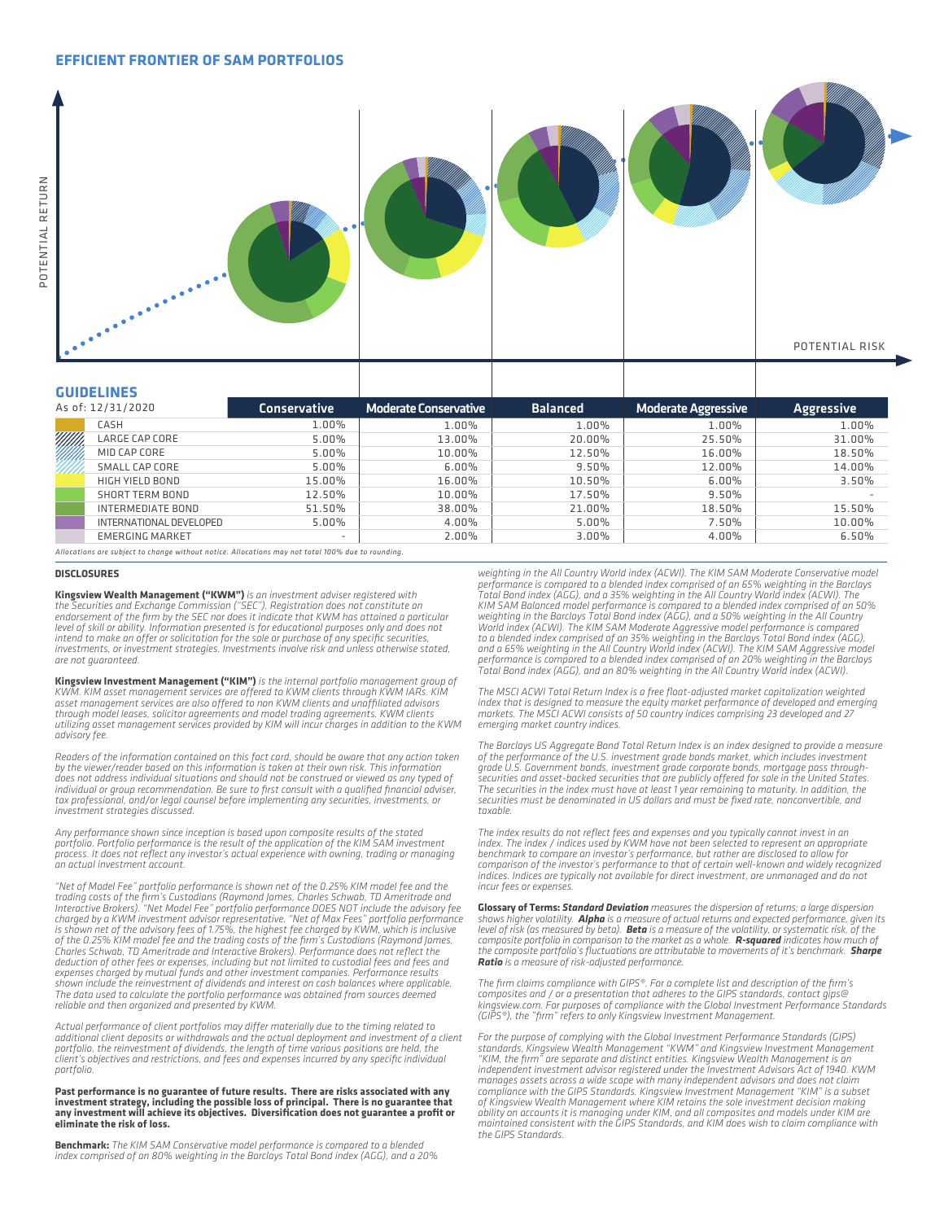## EFFICIENT FRONTIER OF SAM PORTFOLIOS

POTENTIAL RETURN

POTENTIAL RISK

## GUIDELINES

| As of: 12/31/2020 | Conservative | Moderate Conservative | Balanced | Moderate Aggressive | Aggressive |
|---|---|---|---|---|---|
| CASH | 1.00% | 1.00% | 1.00% | 1.00% | 1.00% |
| LARGE CAP CORE | 5.00% | 13.00% | 20.00% | 25.50% | 31.00% |
| MID CAP CORE | 5.00% | 10.00% | 12.50% | 16.00% | 18.50% |
| SMALL CAP CORE | 5.00% | 6.00% | 9.50% | 12.00% | 14.00% |
| HIGH YIELD BOND | 15.00% | 16.00% | 10.50% | 6.00% | 3.50% |
| SHORT TERM BOND | 12.50% | 10.00% | 17.50% | 9.50% | - |
| INTERMEDIATE BOND | 51.50% | 38.00% | 21.00% | 18.50% | 15.50% |
| INTERNATIONAL DEVELOPED | 5.00% | 4.00% | 5.00% | 7.50% | 10.00% |
| EMERGING MARKET | - | 2.00% | 3.00% | 4.00% | 6.50% |

*Allocations are subject to change without notice. Allocations may not total 100% due to rounding.*

### DISCLOSURES

**Kingsview Wealth Management ("KWM")** *is an investment adviser registered with the Securities and Exchange Commission ("SEC"). Registration does not constitute an endorsement of the firm by the SEC nor does it indicate that KWM has attained a particular level of skill or ability. Information presented is for educational purposes only and does not intend to make an offer or solicitation for the sale or purchase of any specific securities, investments, or investment strategies. Investments involve risk and unless otherwise stated, are not guaranteed.*

**Kingsview Investment Management ("KIM")** *is the internal portfolio management group of KWM. KIM asset management services are offered to KWM clients through KWM IARs. KIM asset management services are also offered to non KWM clients and unaffiliated advisors through model leases, solicitor agreements and model trading agreements. KWM clients utilizing asset management services provided by KIM will incur charges in addition to the KWM advisory fee.*

*Readers of the information contained on this fact card, should be aware that any action taken by the viewer/reader based on this information is taken at their own risk. This information does not address individual situations and should not be construed or viewed as any typed of individual or group recommendation. Be sure to first consult with a qualified financial adviser, tax professional, and/or legal counsel before implementing any securities, investments, or investment strategies discussed.*

*Any performance shown since inception is based upon composite results of the stated portfolio. Portfolio performance is the result of the application of the KIM SAM investment process. It does not reflect any investor's actual experience with owning, trading or managing an actual investment account.*

*"Net of Model Fee" portfolio performance is shown net of the 0.25% KIM model fee and the trading costs of the firm's Custodians (Raymond James, Charles Schwab, TD Ameritrade and Interactive Brokers). "Net Model Fee" portfolio performance DOES NOT include the advisory fee charged by a KWM investment advisor representative. "Net of Max Fees" portfolio performance is shown net of the advisory fees of 1.75%, the highest fee charged by KWM, which is inclusive of the 0.25% KIM model fee and the trading costs of the firm's Custodians (Raymond James, Charles Schwab, TD Ameritrade and Interactive Brokers). Performance does not reflect the deduction of other fees or expenses, including but not limited to custodial fees and fees and expenses charged by mutual funds and other investment companies. Performance results shown include the reinvestment of dividends and interest on cash balances where applicable. The data used to calculate the portfolio performance was obtained from sources deemed reliable and then organized and presented by KWM.*

*Actual performance of client portfolios may differ materially due to the timing related to additional client deposits or withdrawals and the actual deployment and investment of a client portfolio, the reinvestment of dividends, the length of time various positions are held, the client's objectives and restrictions, and fees and expenses incurred by any specific individual portfolio.*

**Past performance is no guarantee of future results. There are risks associated with any investment strategy, including the possible loss of principal. There is no guarantee that any investment will achieve its objectives. Diversification does not guarantee a profit or eliminate the risk of loss.**

**Benchmark:** *The KIM SAM Conservative model performance is compared to a blended index comprised of an 80% weighting in the Barclays Total Bond index (AGG), and a 20% weighting in the All Country World index (ACWI). The KIM SAM Moderate Conservative model performance is compared to a blended index comprised of an 65% weighting in the Barclays Total Bond index (AGG), and a 35% weighting in the All Country World index (ACWI). The KIM SAM Balanced model performance is compared to a blended index comprised of an 50% weighting in the Barclays Total Bond index (AGG), and a 50% weighting in the All Country World index (ACWI). The KIM SAM Moderate Aggressive model performance is compared to a blended index comprised of an 35% weighting in the Barclays Total Bond index (AGG), and a 65% weighting in the All Country World index (ACWI). The KIM SAM Aggressive model performance is compared to a blended index comprised of an 20% weighting in the Barclays Total Bond index (AGG), and an 80% weighting in the All Country World index (ACWI).*

*The MSCI ACWI Total Return Index is a free float-adjusted market capitalization weighted index that is designed to measure the equity market performance of developed and emerging markets. The MSCI ACWI consists of 50 country indices comprising 23 developed and 27 emerging market country indices.*

*The Barclays US Aggregate Bond Total Return Index is an index designed to provide a measure of the performance of the U.S. investment grade bonds market, which includes investment grade U.S. Government bonds, investment grade corporate bonds, mortgage pass through-securities and asset-backed securities that are publicly offered for sale in the United States. The securities in the index must have at least 1 year remaining to maturity. In addition, the securities must be denominated in US dollars and must be fixed rate, nonconvertible, and taxable.*

*The index results do not reflect fees and expenses and you typically cannot invest in an index. The index / indices used by KWM have not been selected to represent an appropriate benchmark to compare an investor's performance, but rather are disclosed to allow for comparison of the investor's performance to that of certain well-known and widely recognized indices. Indices are typically not available for direct investment, are unmanaged and do not incur fees or expenses.*

**Glossary of Terms:** ***Standard Deviation*** *measures the dispersion of returns; a large dispersion shows higher volatility.* ***Alpha*** *is a measure of actual returns and expected performance, given its level of risk (as measured by beta).* ***Beta*** *is a measure of the volatility, or systematic risk, of the composite portfolio in comparison to the market as a whole.* ***R-squared*** *indicates how much of the composite portfolio's fluctuations are attributable to movements of it's benchmark.* ***Sharpe Ratio*** *is a measure of risk-adjusted performance.*

*The firm claims compliance with GIPS®. For a complete list and description of the firm's composites and / or a presentation that adheres to the GIPS standards, contact gips@kingsview.com. For purposes of compliance with the Global Investment Performance Standards (GIPS®), the "firm" refers to only Kingsview Investment Management.*

*For the purpose of complying with the Global Investment Performance Standards (GIPS) standards, Kingsview Wealth Management "KWM" and Kingsview Investment Management "KIM, the firm" are separate and distinct entities. Kingsview Wealth Management is an independent investment advisor registered under the Investment Advisors Act of 1940. KWM manages assets across a wide scope with many independent advisors and does not claim compliance with the GIPS Standards. Kingsview Investment Management "KIM" is a subset of Kingsview Wealth Management where KIM retains the sole investment decision making ability on accounts it is managing under KIM, and all composites and models under KIM are maintained consistent with the GIPS Standards, and KIM does wish to claim compliance with the GIPS Standards.*